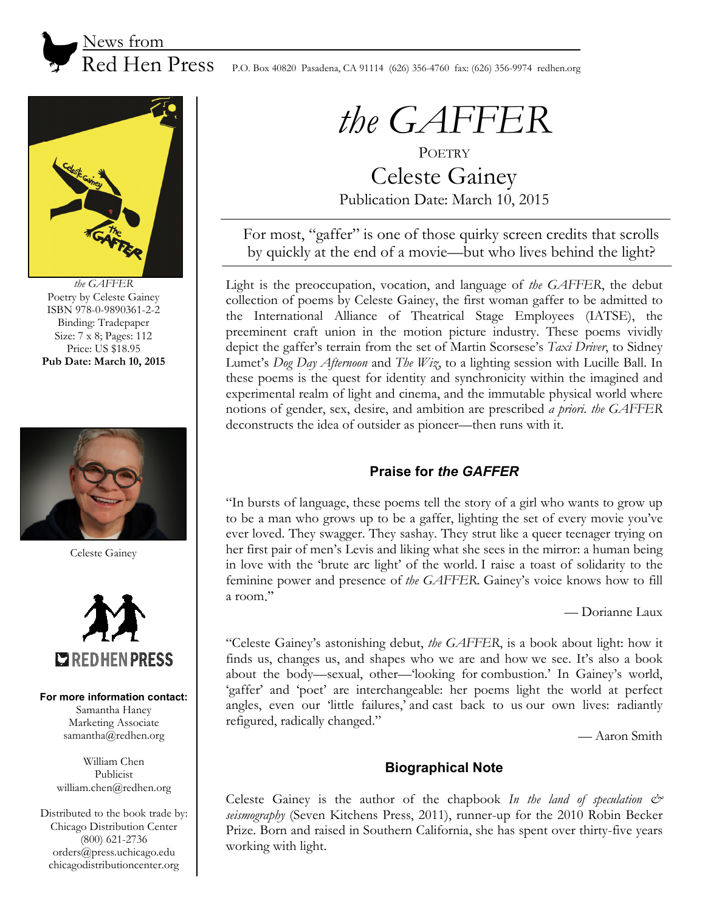News from
Red Hen Press P.O. Box 40820 Pasadena, CA 91114 (626) 356-4760 fax: (626) 356-9974 redhen.org

*the GAFFER*
Poetry by Celeste Gainey
ISBN 978-0-9890361-2-2
Binding: Tradepaper
Size: 7 x 8; Pages: 112
Price: US $18.95
**Pub Date: March 10, 2015**

Celeste Gainey

REDHENPRESS

**For more information contact:**
Samantha Haney
Marketing Associate
samantha@redhen.org

William Chen
Publicist
william.chen@redhen.org

Distributed to the book trade by:
Chicago Distribution Center
(800) 621-2736
orders@press.uchicago.edu
chicagodistributioncenter.org

# *the* GAFFER

POETRY

## Celeste Gainey

Publication Date: March 10, 2015

For most, "gaffer" is one of those quirky screen credits that scrolls by quickly at the end of a movie—but who lives behind the light?

Light is the preoccupation, vocation, and language of *the GAFFER*, the debut collection of poems by Celeste Gainey, the first woman gaffer to be admitted to the International Alliance of Theatrical Stage Employees (IATSE), the preeminent craft union in the motion picture industry. These poems vividly depict the gaffer's terrain from the set of Martin Scorsese's *Taxi Driver*, to Sidney Lumet's *Dog Day Afternoon* and *The Wiz*, to a lighting session with Lucille Ball. In these poems is the quest for identity and synchronicity within the imagined and experimental realm of light and cinema, and the immutable physical world where notions of gender, sex, desire, and ambition are prescribed *a priori*. *the GAFFER* deconstructs the idea of outsider as pioneer—then runs with it.

### Praise for *the GAFFER*

"In bursts of language, these poems tell the story of a girl who wants to grow up to be a man who grows up to be a gaffer, lighting the set of every movie you've ever loved. They swagger. They sashay. They strut like a queer teenager trying on her first pair of men's Levis and liking what she sees in the mirror: a human being in love with the 'brute arc light' of the world. I raise a toast of solidarity to the feminine power and presence of *the GAFFER*. Gainey's voice knows how to fill a room."

— Dorianne Laux

"Celeste Gainey's astonishing debut, *the GAFFER*, is a book about light: how it finds us, changes us, and shapes who we are and how we see. It's also a book about the body—sexual, other—'looking for combustion.' In Gainey's world, 'gaffer' and 'poet' are interchangeable: her poems light the world at perfect angles, even our 'little failures,' and cast back to us our own lives: radiantly refigured, radically changed."

— Aaron Smith

### Biographical Note

Celeste Gainey is the author of the chapbook *In the land of speculation & seismography* (Seven Kitchens Press, 2011), runner-up for the 2010 Robin Becker Prize. Born and raised in Southern California, she has spent over thirty-five years working with light.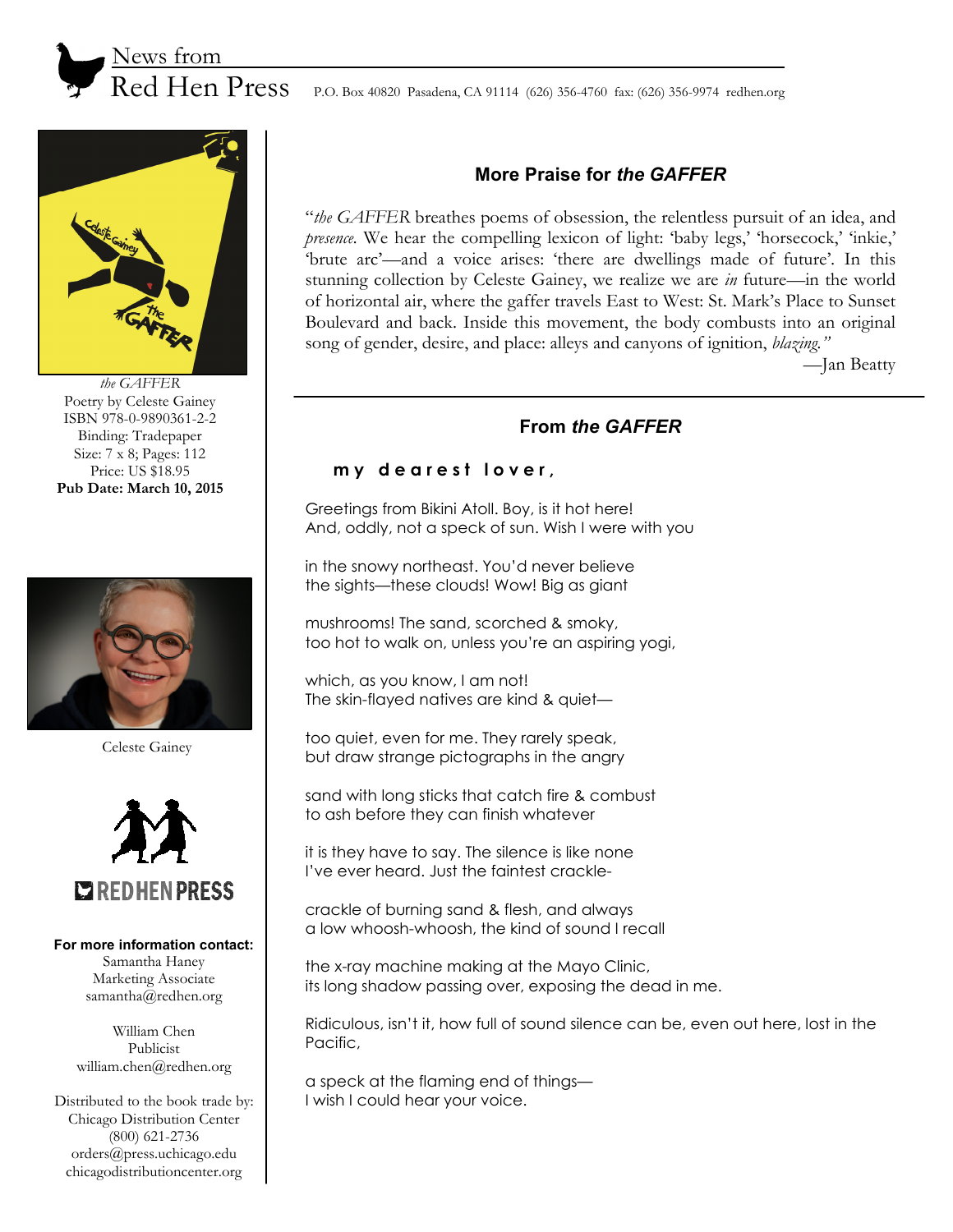# News from Red Hen Press

P.O. Box 40820 Pasadena, CA 91114 (626) 356-4760 fax: (626) 356-9974 redhen.org

*the GAFFER*
Poetry by Celeste Gainey
ISBN 978-0-9890361-2-2
Binding: Tradepaper
Size: 7 x 8; Pages: 112
Price: US $18.95
**Pub Date: March 10, 2015**

Celeste Gainey

**For more information contact:**
Samantha Haney
Marketing Associate
samantha@redhen.org

William Chen
Publicist
william.chen@redhen.org

Distributed to the book trade by:
Chicago Distribution Center
(800) 621-2736
orders@press.uchicago.edu
chicagodistributioncenter.org

## More Praise for *the GAFFER*

"*the GAFFER* breathes poems of obsession, the relentless pursuit of an idea, and *presence*. We hear the compelling lexicon of light: 'baby legs,' 'horsecock,' 'inkie,' 'brute arc'—and a voice arises: 'there are dwellings made of future'. In this stunning collection by Celeste Gainey, we realize we are *in* future—in the world of horizontal air, where the gaffer travels East to West: St. Mark's Place to Sunset Boulevard and back. Inside this movement, the body combusts into an original song of gender, desire, and place: alleys and canyons of ignition, *blazing*."

—Jan Beatty

## From *the GAFFER*

**my dearest lover,**

Greetings from Bikini Atoll. Boy, is it hot here!
And, oddly, not a speck of sun. Wish I were with you

in the snowy northeast. You'd never believe
the sights—these clouds! Wow! Big as giant

mushrooms! The sand, scorched & smoky,
too hot to walk on, unless you're an aspiring yogi,

which, as you know, I am not!
The skin-flayed natives are kind & quiet—

too quiet, even for me. They rarely speak,
but draw strange pictographs in the angry

sand with long sticks that catch fire & combust
to ash before they can finish whatever

it is they have to say. The silence is like none
I've ever heard. Just the faintest crackle-

crackle of burning sand & flesh, and always
a low whoosh-whoosh, the kind of sound I recall

the x-ray machine making at the Mayo Clinic,
its long shadow passing over, exposing the dead in me.

Ridiculous, isn't it, how full of sound silence can be, even out here, lost in the Pacific,

a speck at the flaming end of things—
I wish I could hear your voice.